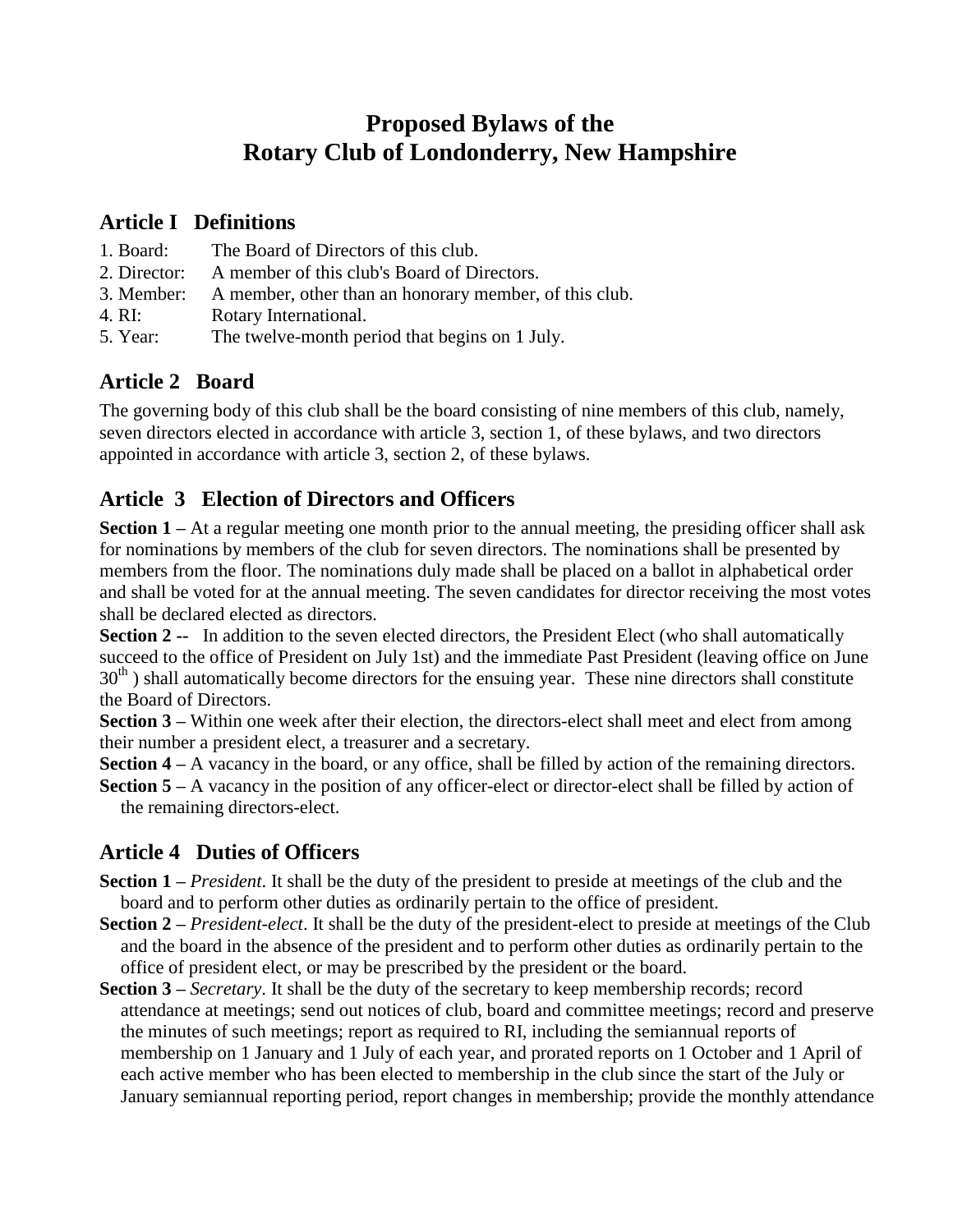# Proposed Bylaws of the Rotary Club of Londonderry, New Hampshire

## Article I Definitions

1. Board: The Board of Directors of this club.
2. Director: A member of this club's Board of Directors.
3. Member: A member, other than an honorary member, of this club.
4. RI: Rotary International.
5. Year: The twelve-month period that begins on 1 July.

## Article 2 Board

The governing body of this club shall be the board consisting of nine members of this club, namely, seven directors elected in accordance with article 3, section 1, of these bylaws, and two directors appointed in accordance with article 3, section 2, of these bylaws.

## Article 3 Election of Directors and Officers

**Section 1 –** At a regular meeting one month prior to the annual meeting, the presiding officer shall ask for nominations by members of the club for seven directors. The nominations shall be presented by members from the floor. The nominations duly made shall be placed on a ballot in alphabetical order and shall be voted for at the annual meeting. The seven candidates for director receiving the most votes shall be declared elected as directors.

**Section 2 --** In addition to the seven elected directors, the President Elect (who shall automatically succeed to the office of President on July 1st) and the immediate Past President (leaving office on June 30th ) shall automatically become directors for the ensuing year. These nine directors shall constitute the Board of Directors.

**Section 3 –** Within one week after their election, the directors-elect shall meet and elect from among their number a president elect, a treasurer and a secretary.

**Section 4 –** A vacancy in the board, or any office, shall be filled by action of the remaining directors.

**Section 5 –** A vacancy in the position of any officer-elect or director-elect shall be filled by action of the remaining directors-elect.

## Article 4 Duties of Officers

**Section 1 –** *President*. It shall be the duty of the president to preside at meetings of the club and the board and to perform other duties as ordinarily pertain to the office of president.

**Section 2 –** *President-elect*. It shall be the duty of the president-elect to preside at meetings of the Club and the board in the absence of the president and to perform other duties as ordinarily pertain to the office of president elect, or may be prescribed by the president or the board.

**Section 3 –** *Secretary*. It shall be the duty of the secretary to keep membership records; record attendance at meetings; send out notices of club, board and committee meetings; record and preserve the minutes of such meetings; report as required to RI, including the semiannual reports of membership on 1 January and 1 July of each year, and prorated reports on 1 October and 1 April of each active member who has been elected to membership in the club since the start of the July or January semiannual reporting period, report changes in membership; provide the monthly attendance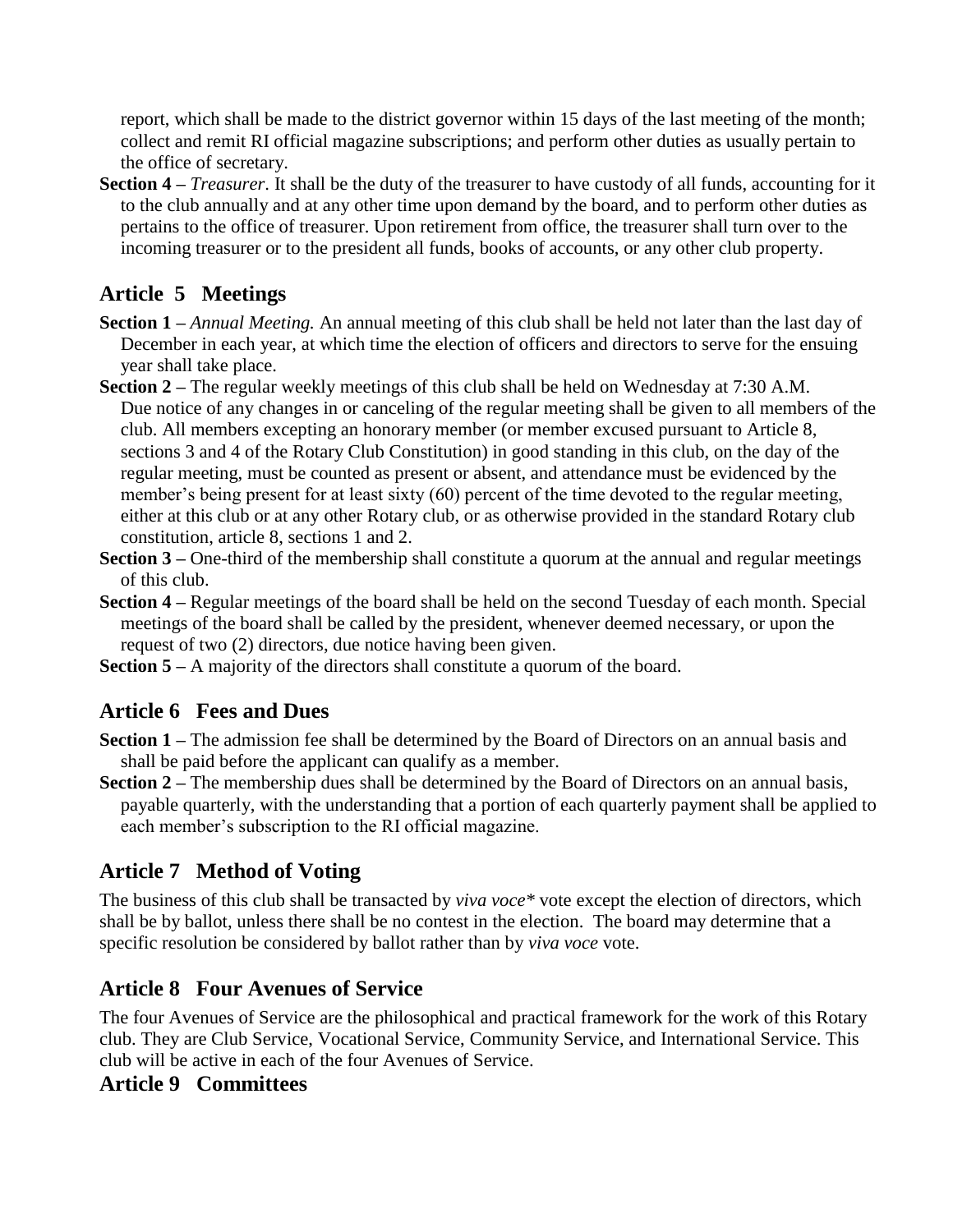report, which shall be made to the district governor within 15 days of the last meeting of the month; collect and remit RI official magazine subscriptions; and perform other duties as usually pertain to the office of secretary.

**Section 4 –** *Treasurer.* It shall be the duty of the treasurer to have custody of all funds, accounting for it to the club annually and at any other time upon demand by the board, and to perform other duties as pertains to the office of treasurer. Upon retirement from office, the treasurer shall turn over to the incoming treasurer or to the president all funds, books of accounts, or any other club property.

## Article 5 Meetings

**Section 1 –** *Annual Meeting.* An annual meeting of this club shall be held not later than the last day of December in each year, at which time the election of officers and directors to serve for the ensuing year shall take place.

**Section 2 –** The regular weekly meetings of this club shall be held on Wednesday at 7:30 A.M. Due notice of any changes in or canceling of the regular meeting shall be given to all members of the club. All members excepting an honorary member (or member excused pursuant to Article 8, sections 3 and 4 of the Rotary Club Constitution) in good standing in this club, on the day of the regular meeting, must be counted as present or absent, and attendance must be evidenced by the member's being present for at least sixty (60) percent of the time devoted to the regular meeting, either at this club or at any other Rotary club, or as otherwise provided in the standard Rotary club constitution, article 8, sections 1 and 2.

**Section 3 –** One-third of the membership shall constitute a quorum at the annual and regular meetings of this club.

**Section 4 –** Regular meetings of the board shall be held on the second Tuesday of each month. Special meetings of the board shall be called by the president, whenever deemed necessary, or upon the request of two (2) directors, due notice having been given.

**Section 5 –** A majority of the directors shall constitute a quorum of the board.

## Article 6 Fees and Dues

**Section 1 –** The admission fee shall be determined by the Board of Directors on an annual basis and shall be paid before the applicant can qualify as a member.

**Section 2 –** The membership dues shall be determined by the Board of Directors on an annual basis, payable quarterly, with the understanding that a portion of each quarterly payment shall be applied to each member's subscription to the RI official magazine.

## Article 7 Method of Voting

The business of this club shall be transacted by *viva voce** vote except the election of directors, which shall be by ballot, unless there shall be no contest in the election. The board may determine that a specific resolution be considered by ballot rather than by *viva voce* vote.

## Article 8 Four Avenues of Service

The four Avenues of Service are the philosophical and practical framework for the work of this Rotary club. They are Club Service, Vocational Service, Community Service, and International Service. This club will be active in each of the four Avenues of Service.

## Article 9 Committees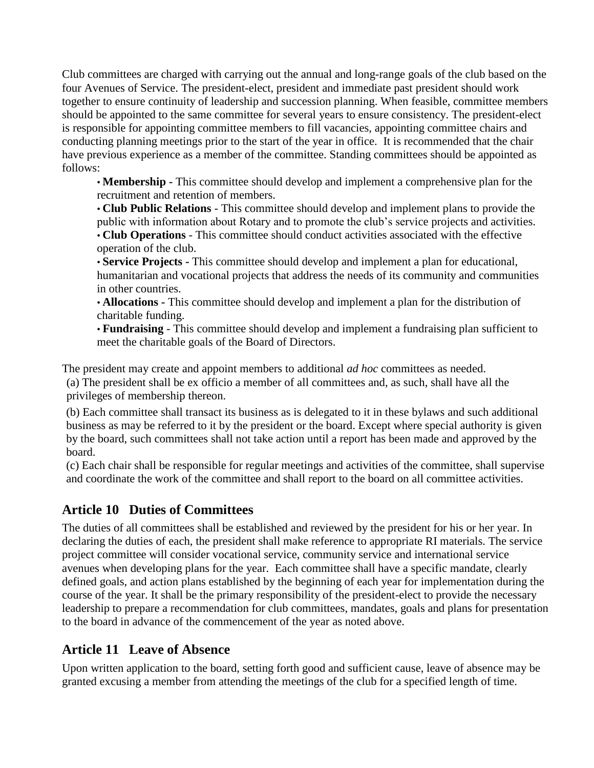Club committees are charged with carrying out the annual and long-range goals of the club based on the four Avenues of Service. The president-elect, president and immediate past president should work together to ensure continuity of leadership and succession planning. When feasible, committee members should be appointed to the same committee for several years to ensure consistency. The president-elect is responsible for appointing committee members to fill vacancies, appointing committee chairs and conducting planning meetings prior to the start of the year in office. It is recommended that the chair have previous experience as a member of the committee. Standing committees should be appointed as follows:

- **Membership** - This committee should develop and implement a comprehensive plan for the recruitment and retention of members.
- **Club Public Relations** - This committee should develop and implement plans to provide the public with information about Rotary and to promote the club's service projects and activities.
- **Club Operations** - This committee should conduct activities associated with the effective operation of the club.
- **Service Projects** - This committee should develop and implement a plan for educational, humanitarian and vocational projects that address the needs of its community and communities in other countries.
- **Allocations** - This committee should develop and implement a plan for the distribution of charitable funding.
- **Fundraising** - This committee should develop and implement a fundraising plan sufficient to meet the charitable goals of the Board of Directors.

The president may create and appoint members to additional *ad hoc* committees as needed.

(a) The president shall be ex officio a member of all committees and, as such, shall have all the privileges of membership thereon.

(b) Each committee shall transact its business as is delegated to it in these bylaws and such additional business as may be referred to it by the president or the board. Except where special authority is given by the board, such committees shall not take action until a report has been made and approved by the board.

(c) Each chair shall be responsible for regular meetings and activities of the committee, shall supervise and coordinate the work of the committee and shall report to the board on all committee activities.

## Article 10 Duties of Committees

The duties of all committees shall be established and reviewed by the president for his or her year. In declaring the duties of each, the president shall make reference to appropriate RI materials. The service project committee will consider vocational service, community service and international service avenues when developing plans for the year. Each committee shall have a specific mandate, clearly defined goals, and action plans established by the beginning of each year for implementation during the course of the year. It shall be the primary responsibility of the president-elect to provide the necessary leadership to prepare a recommendation for club committees, mandates, goals and plans for presentation to the board in advance of the commencement of the year as noted above.

## Article 11 Leave of Absence

Upon written application to the board, setting forth good and sufficient cause, leave of absence may be granted excusing a member from attending the meetings of the club for a specified length of time.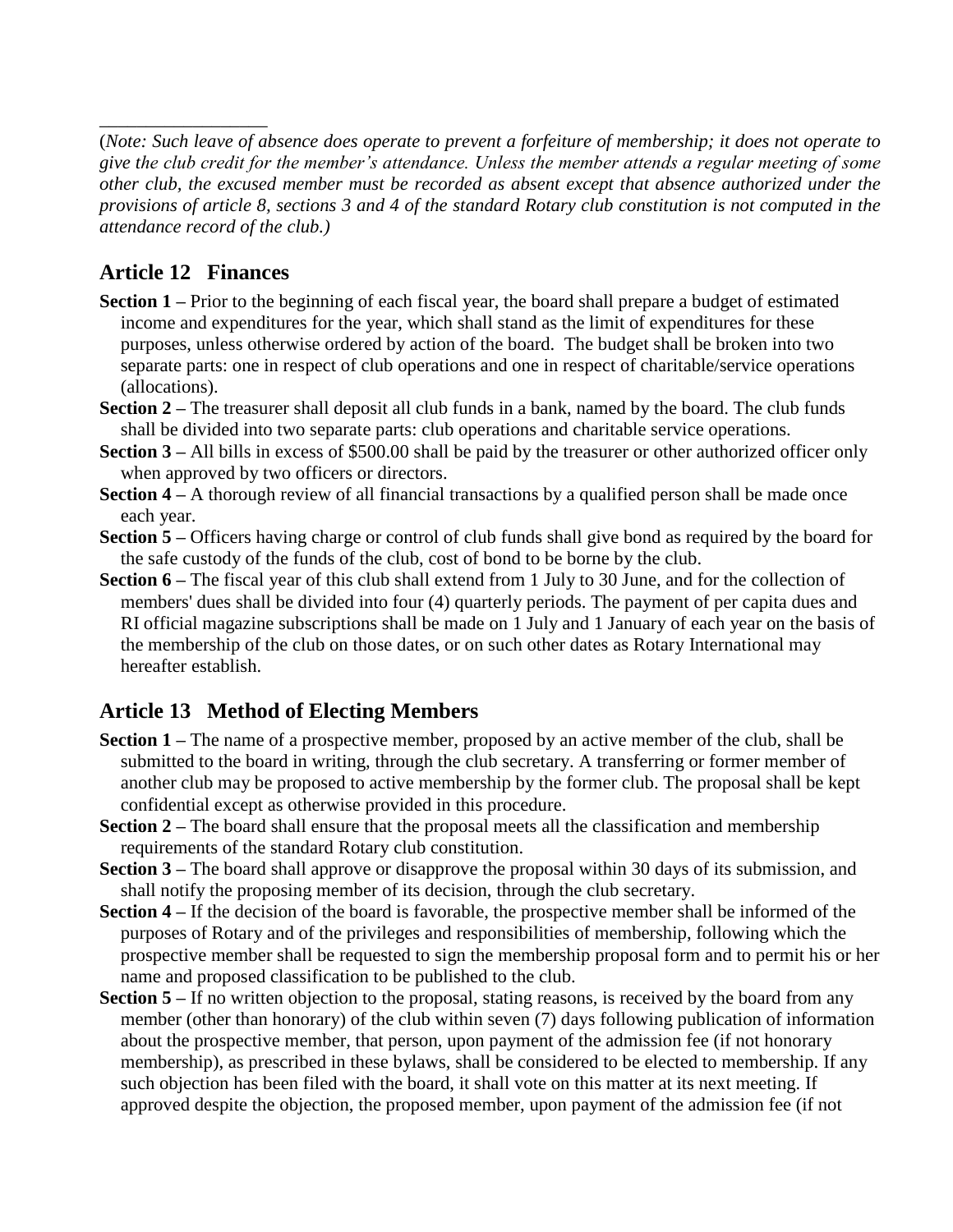(*Note: Such leave of absence does operate to prevent a forfeiture of membership; it does not operate to give the club credit for the member's attendance. Unless the member attends a regular meeting of some other club, the excused member must be recorded as absent except that absence authorized under the provisions of article 8, sections 3 and 4 of the standard Rotary club constitution is not computed in the attendance record of the club.*)

## Article 12 Finances

**Section 1 –** Prior to the beginning of each fiscal year, the board shall prepare a budget of estimated income and expenditures for the year, which shall stand as the limit of expenditures for these purposes, unless otherwise ordered by action of the board. The budget shall be broken into two separate parts: one in respect of club operations and one in respect of charitable/service operations (allocations).

**Section 2 –** The treasurer shall deposit all club funds in a bank, named by the board. The club funds shall be divided into two separate parts: club operations and charitable service operations.

**Section 3 –** All bills in excess of $500.00 shall be paid by the treasurer or other authorized officer only when approved by two officers or directors.

**Section 4 –** A thorough review of all financial transactions by a qualified person shall be made once each year.

**Section 5 –** Officers having charge or control of club funds shall give bond as required by the board for the safe custody of the funds of the club, cost of bond to be borne by the club.

**Section 6 –** The fiscal year of this club shall extend from 1 July to 30 June, and for the collection of members' dues shall be divided into four (4) quarterly periods. The payment of per capita dues and RI official magazine subscriptions shall be made on 1 July and 1 January of each year on the basis of the membership of the club on those dates, or on such other dates as Rotary International may hereafter establish.

## Article 13 Method of Electing Members

**Section 1 –** The name of a prospective member, proposed by an active member of the club, shall be submitted to the board in writing, through the club secretary. A transferring or former member of another club may be proposed to active membership by the former club. The proposal shall be kept confidential except as otherwise provided in this procedure.

**Section 2 –** The board shall ensure that the proposal meets all the classification and membership requirements of the standard Rotary club constitution.

**Section 3 –** The board shall approve or disapprove the proposal within 30 days of its submission, and shall notify the proposing member of its decision, through the club secretary.

**Section 4 –** If the decision of the board is favorable, the prospective member shall be informed of the purposes of Rotary and of the privileges and responsibilities of membership, following which the prospective member shall be requested to sign the membership proposal form and to permit his or her name and proposed classification to be published to the club.

**Section 5 –** If no written objection to the proposal, stating reasons, is received by the board from any member (other than honorary) of the club within seven (7) days following publication of information about the prospective member, that person, upon payment of the admission fee (if not honorary membership), as prescribed in these bylaws, shall be considered to be elected to membership. If any such objection has been filed with the board, it shall vote on this matter at its next meeting. If approved despite the objection, the proposed member, upon payment of the admission fee (if not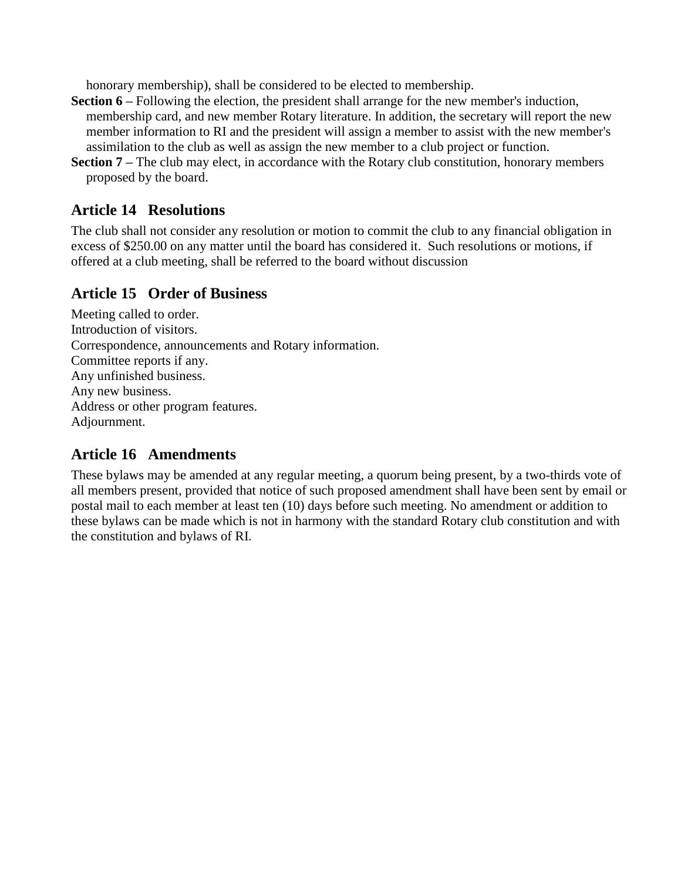honorary membership), shall be considered to be elected to membership.

**Section 6 –** Following the election, the president shall arrange for the new member's induction, membership card, and new member Rotary literature. In addition, the secretary will report the new member information to RI and the president will assign a member to assist with the new member's assimilation to the club as well as assign the new member to a club project or function.

**Section 7 –** The club may elect, in accordance with the Rotary club constitution, honorary members proposed by the board.

## Article 14 Resolutions

The club shall not consider any resolution or motion to commit the club to any financial obligation in excess of $250.00 on any matter until the board has considered it. Such resolutions or motions, if offered at a club meeting, shall be referred to the board without discussion

## Article 15 Order of Business

Meeting called to order.
Introduction of visitors.
Correspondence, announcements and Rotary information.
Committee reports if any.
Any unfinished business.
Any new business.
Address or other program features.
Adjournment.

## Article 16 Amendments

These bylaws may be amended at any regular meeting, a quorum being present, by a two-thirds vote of all members present, provided that notice of such proposed amendment shall have been sent by email or postal mail to each member at least ten (10) days before such meeting. No amendment or addition to these bylaws can be made which is not in harmony with the standard Rotary club constitution and with the constitution and bylaws of RI.